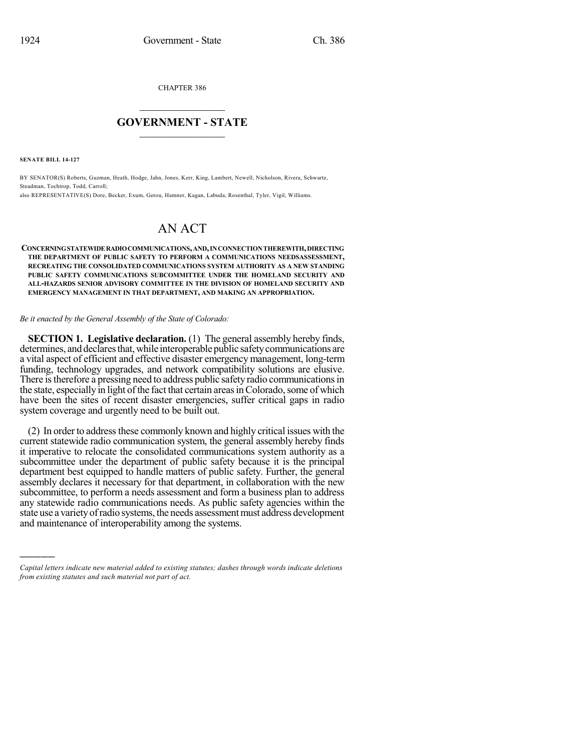CHAPTER 386

# GOVERNMENT - STATE

**SENATE BILL 14-127**

BY SENATOR(S) Roberts, Guzman, Heath, Hodge, Jahn, Jones, Kerr, King, Lambert, Newell, Nicholson, Rivera, Schwartz, Steadman, Tochtrop, Todd, Carroll;

also REPRESENTATIVE(S) Dore, Becker, Exum, Gerou, Hamner, Kagan, Labuda, Rosenthal, Tyler, Vigil, Williams.

# AN ACT

**CONCERNING STATEWIDE RADIO COMMUNICATIONS, AND, IN CONNECTION THEREWITH, DIRECTING THE DEPARTMENT OF PUBLIC SAFETY TO PERFORM A COMMUNICATIONS NEEDS ASSESSMENT, RECREATING THE CONSOLIDATED COMMUNICATIONS SYSTEM AUTHORITY AS A NEW STANDING PUBLIC SAFETY COMMUNICATIONS SUBCOMMITTEE UNDER THE HOMELAND SECURITY AND ALL-HAZARDS SENIOR ADVISORY COMMITTEE IN THE DIVISION OF HOMELAND SECURITY AND EMERGENCY MANAGEMENT IN THAT DEPARTMENT, AND MAKING AN APPROPRIATION.**

*Be it enacted by the General Assembly of the State of Colorado:*

**SECTION 1. Legislative declaration.** (1) The general assembly hereby finds, determines, and declares that, while interoperable public safety communications are a vital aspect of efficient and effective disaster emergency management, long-term funding, technology upgrades, and network compatibility solutions are elusive. There is therefore a pressing need to address public safety radio communications in the state, especially in light of the fact that certain areas in Colorado, some of which have been the sites of recent disaster emergencies, suffer critical gaps in radio system coverage and urgently need to be built out.

(2) In order to address these commonly known and highly critical issues with the current statewide radio communication system, the general assembly hereby finds it imperative to relocate the consolidated communications system authority as a subcommittee under the department of public safety because it is the principal department best equipped to handle matters of public safety. Further, the general assembly declares it necessary for that department, in collaboration with the new subcommittee, to perform a needs assessment and form a business plan to address any statewide radio communications needs. As public safety agencies within the state use a variety of radio systems, the needs assessment must address development and maintenance of interoperability among the systems.

---

*Capital letters indicate new material added to existing statutes; dashes through words indicate deletions from existing statutes and such material not part of act.*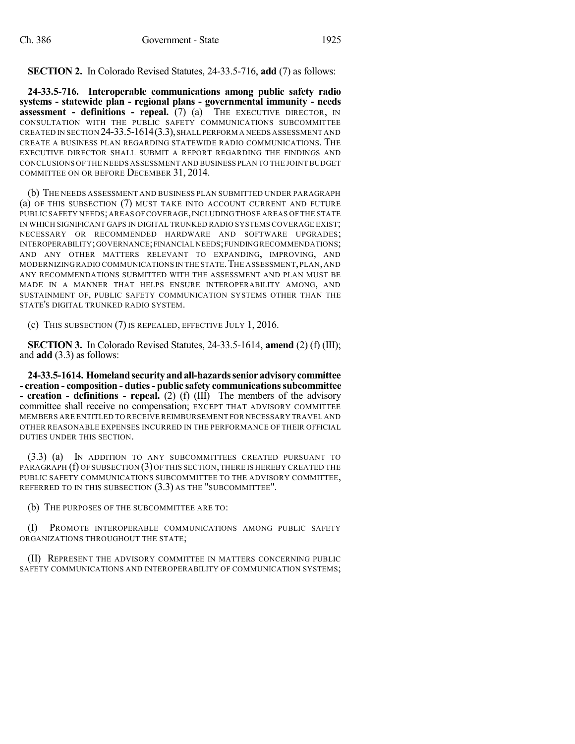**SECTION 2.** In Colorado Revised Statutes, 24-33.5-716, **add** (7) as follows:

**24-33.5-716. Interoperable communications among public safety radio systems - statewide plan - regional plans - governmental immunity - needs assessment - definitions - repeal.** (7) (a) THE EXECUTIVE DIRECTOR, IN CONSULTATION WITH THE PUBLIC SAFETY COMMUNICATIONS SUBCOMMITTEE CREATED IN SECTION 24-33.5-1614 (3.3), SHALL PERFORM A NEEDS ASSESSMENT AND CREATE A BUSINESS PLAN REGARDING STATEWIDE RADIO COMMUNICATIONS. THE EXECUTIVE DIRECTOR SHALL SUBMIT A REPORT REGARDING THE FINDINGS AND CONCLUSIONS OF THE NEEDS ASSESSMENT AND BUSINESS PLAN TO THE JOINT BUDGET COMMITTEE ON OR BEFORE DECEMBER 31, 2014.

(b) THE NEEDS ASSESSMENT AND BUSINESS PLAN SUBMITTED UNDER PARAGRAPH (a) OF THIS SUBSECTION (7) MUST TAKE INTO ACCOUNT CURRENT AND FUTURE PUBLIC SAFETY NEEDS; AREAS OF COVERAGE, INCLUDING THOSE AREAS OF THE STATE IN WHICH SIGNIFICANT GAPS IN DIGITAL TRUNKED RADIO SYSTEMS COVERAGE EXIST; NECESSARY OR RECOMMENDED HARDWARE AND SOFTWARE UPGRADES; INTEROPERABILITY; GOVERNANCE; FINANCIAL NEEDS; FUNDING RECOMMENDATIONS; AND ANY OTHER MATTERS RELEVANT TO EXPANDING, IMPROVING, AND MODERNIZING RADIO COMMUNICATIONS IN THE STATE. THE ASSESSMENT, PLAN, AND ANY RECOMMENDATIONS SUBMITTED WITH THE ASSESSMENT AND PLAN MUST BE MADE IN A MANNER THAT HELPS ENSURE INTEROPERABILITY AMONG, AND SUSTAINMENT OF, PUBLIC SAFETY COMMUNICATION SYSTEMS OTHER THAN THE STATE'S DIGITAL TRUNKED RADIO SYSTEM.

(c) THIS SUBSECTION (7) IS REPEALED, EFFECTIVE JULY 1, 2016.

**SECTION 3.** In Colorado Revised Statutes, 24-33.5-1614, **amend** (2) (f) (III); and **add** (3.3) as follows:

**24-33.5-1614. Homeland security and all-hazards senior advisory committee - creation - composition - duties - public safety communications subcommittee - creation - definitions - repeal.** (2) (f) (III) The members of the advisory committee shall receive no compensation; EXCEPT THAT ADVISORY COMMITTEE MEMBERS ARE ENTITLED TO RECEIVE REIMBURSEMENT FOR NECESSARY TRAVEL AND OTHER REASONABLE EXPENSES INCURRED IN THE PERFORMANCE OF THEIR OFFICIAL DUTIES UNDER THIS SECTION.

(3.3) (a) IN ADDITION TO ANY SUBCOMMITTEES CREATED PURSUANT TO PARAGRAPH (f) OF SUBSECTION (3) OF THIS SECTION, THERE IS HEREBY CREATED THE PUBLIC SAFETY COMMUNICATIONS SUBCOMMITTEE TO THE ADVISORY COMMITTEE, REFERRED TO IN THIS SUBSECTION (3.3) AS THE "SUBCOMMITTEE".

(b) THE PURPOSES OF THE SUBCOMMITTEE ARE TO:

(I) PROMOTE INTEROPERABLE COMMUNICATIONS AMONG PUBLIC SAFETY ORGANIZATIONS THROUGHOUT THE STATE;

(II) REPRESENT THE ADVISORY COMMITTEE IN MATTERS CONCERNING PUBLIC SAFETY COMMUNICATIONS AND INTEROPERABILITY OF COMMUNICATION SYSTEMS;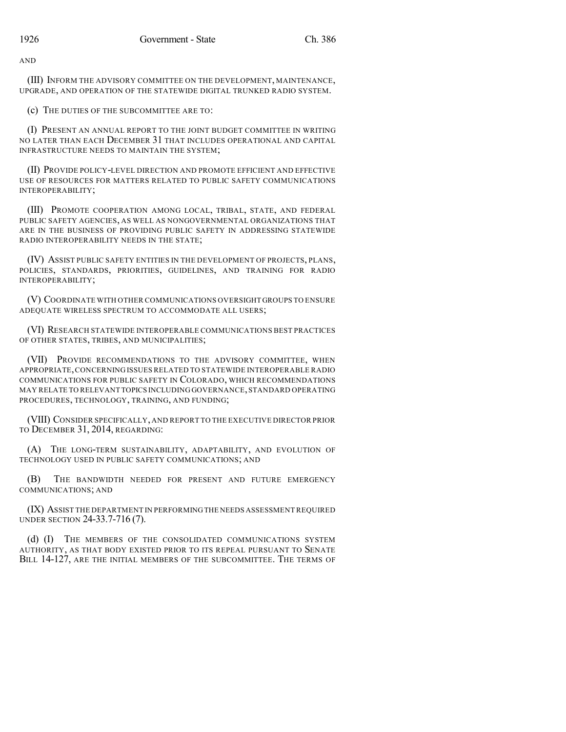AND

(III) INFORM THE ADVISORY COMMITTEE ON THE DEVELOPMENT, MAINTENANCE, UPGRADE, AND OPERATION OF THE STATEWIDE DIGITAL TRUNKED RADIO SYSTEM.

(c) THE DUTIES OF THE SUBCOMMITTEE ARE TO:

(I) PRESENT AN ANNUAL REPORT TO THE JOINT BUDGET COMMITTEE IN WRITING NO LATER THAN EACH DECEMBER 31 THAT INCLUDES OPERATIONAL AND CAPITAL INFRASTRUCTURE NEEDS TO MAINTAIN THE SYSTEM;

(II) PROVIDE POLICY-LEVEL DIRECTION AND PROMOTE EFFICIENT AND EFFECTIVE USE OF RESOURCES FOR MATTERS RELATED TO PUBLIC SAFETY COMMUNICATIONS INTEROPERABILITY;

(III) PROMOTE COOPERATION AMONG LOCAL, TRIBAL, STATE, AND FEDERAL PUBLIC SAFETY AGENCIES, AS WELL AS NONGOVERNMENTAL ORGANIZATIONS THAT ARE IN THE BUSINESS OF PROVIDING PUBLIC SAFETY IN ADDRESSING STATEWIDE RADIO INTEROPERABILITY NEEDS IN THE STATE;

(IV) ASSIST PUBLIC SAFETY ENTITIES IN THE DEVELOPMENT OF PROJECTS, PLANS, POLICIES, STANDARDS, PRIORITIES, GUIDELINES, AND TRAINING FOR RADIO INTEROPERABILITY;

(V) COORDINATE WITH OTHER COMMUNICATIONS OVERSIGHT GROUPS TO ENSURE ADEQUATE WIRELESS SPECTRUM TO ACCOMMODATE ALL USERS;

(VI) RESEARCH STATEWIDE INTEROPERABLE COMMUNICATIONS BEST PRACTICES OF OTHER STATES, TRIBES, AND MUNICIPALITIES;

(VII) PROVIDE RECOMMENDATIONS TO THE ADVISORY COMMITTEE, WHEN APPROPRIATE, CONCERNING ISSUES RELATED TO STATEWIDE INTEROPERABLE RADIO COMMUNICATIONS FOR PUBLIC SAFETY IN COLORADO, WHICH RECOMMENDATIONS MAY RELATE TO RELEVANT TOPICS INCLUDING GOVERNANCE, STANDARD OPERATING PROCEDURES, TECHNOLOGY, TRAINING, AND FUNDING;

(VIII) CONSIDER SPECIFICALLY, AND REPORT TO THE EXECUTIVE DIRECTOR PRIOR TO DECEMBER 31, 2014, REGARDING:

(A) THE LONG-TERM SUSTAINABILITY, ADAPTABILITY, AND EVOLUTION OF TECHNOLOGY USED IN PUBLIC SAFETY COMMUNICATIONS; AND

(B) THE BANDWIDTH NEEDED FOR PRESENT AND FUTURE EMERGENCY COMMUNICATIONS; AND

(IX) ASSIST THE DEPARTMENT IN PERFORMING THE NEEDS ASSESSMENT REQUIRED UNDER SECTION 24-33.7-716 (7).

(d) (I) THE MEMBERS OF THE CONSOLIDATED COMMUNICATIONS SYSTEM AUTHORITY, AS THAT BODY EXISTED PRIOR TO ITS REPEAL PURSUANT TO SENATE BILL 14-127, ARE THE INITIAL MEMBERS OF THE SUBCOMMITTEE. THE TERMS OF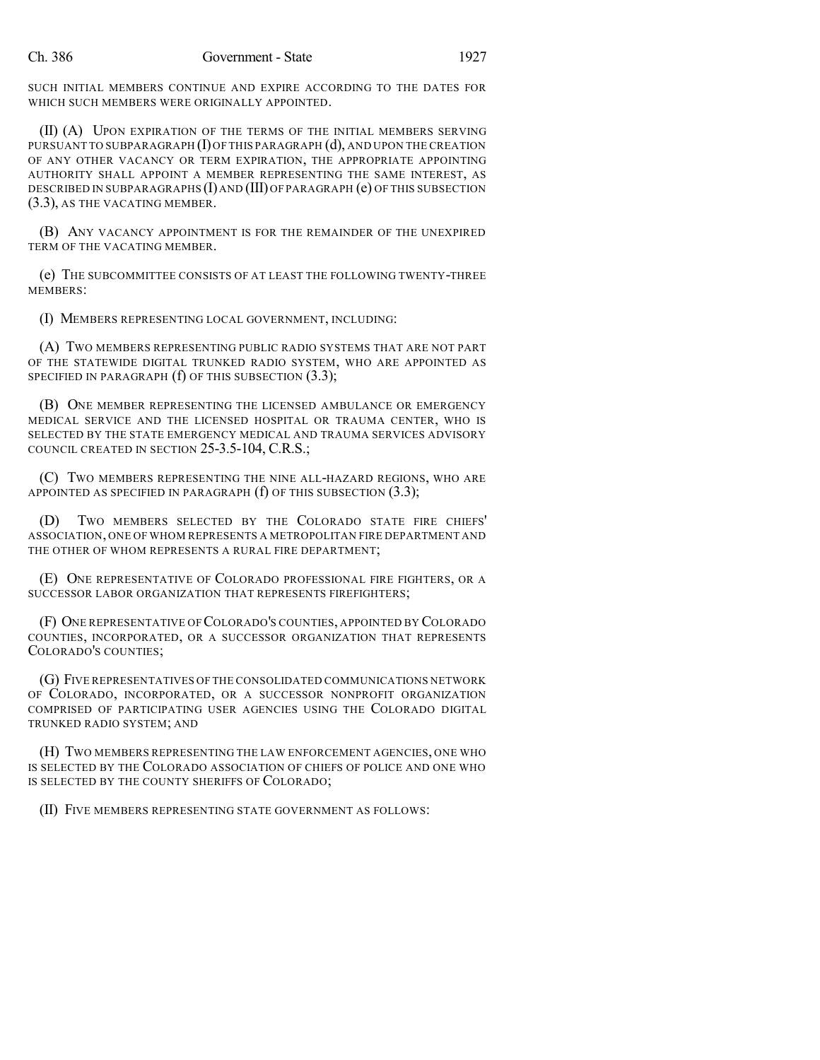SUCH INITIAL MEMBERS CONTINUE AND EXPIRE ACCORDING TO THE DATES FOR WHICH SUCH MEMBERS WERE ORIGINALLY APPOINTED.

(II) (A) UPON EXPIRATION OF THE TERMS OF THE INITIAL MEMBERS SERVING PURSUANT TO SUBPARAGRAPH (I) OF THIS PARAGRAPH (d), AND UPON THE CREATION OF ANY OTHER VACANCY OR TERM EXPIRATION, THE APPROPRIATE APPOINTING AUTHORITY SHALL APPOINT A MEMBER REPRESENTING THE SAME INTEREST, AS DESCRIBED IN SUBPARAGRAPHS (I) AND (III) OF PARAGRAPH (e) OF THIS SUBSECTION (3.3), AS THE VACATING MEMBER.

(B) ANY VACANCY APPOINTMENT IS FOR THE REMAINDER OF THE UNEXPIRED TERM OF THE VACATING MEMBER.

(e) THE SUBCOMMITTEE CONSISTS OF AT LEAST THE FOLLOWING TWENTY-THREE MEMBERS:

(I) MEMBERS REPRESENTING LOCAL GOVERNMENT, INCLUDING:

(A) TWO MEMBERS REPRESENTING PUBLIC RADIO SYSTEMS THAT ARE NOT PART OF THE STATEWIDE DIGITAL TRUNKED RADIO SYSTEM, WHO ARE APPOINTED AS SPECIFIED IN PARAGRAPH (f) OF THIS SUBSECTION (3.3);

(B) ONE MEMBER REPRESENTING THE LICENSED AMBULANCE OR EMERGENCY MEDICAL SERVICE AND THE LICENSED HOSPITAL OR TRAUMA CENTER, WHO IS SELECTED BY THE STATE EMERGENCY MEDICAL AND TRAUMA SERVICES ADVISORY COUNCIL CREATED IN SECTION 25-3.5-104, C.R.S.;

(C) TWO MEMBERS REPRESENTING THE NINE ALL-HAZARD REGIONS, WHO ARE APPOINTED AS SPECIFIED IN PARAGRAPH (f) OF THIS SUBSECTION (3.3);

(D) TWO MEMBERS SELECTED BY THE COLORADO STATE FIRE CHIEFS' ASSOCIATION, ONE OF WHOM REPRESENTS A METROPOLITAN FIRE DEPARTMENT AND THE OTHER OF WHOM REPRESENTS A RURAL FIRE DEPARTMENT;

(E) ONE REPRESENTATIVE OF COLORADO PROFESSIONAL FIRE FIGHTERS, OR A SUCCESSOR LABOR ORGANIZATION THAT REPRESENTS FIREFIGHTERS;

(F) ONE REPRESENTATIVE OF COLORADO'S COUNTIES, APPOINTED BY COLORADO COUNTIES, INCORPORATED, OR A SUCCESSOR ORGANIZATION THAT REPRESENTS COLORADO'S COUNTIES;

(G) FIVE REPRESENTATIVES OF THE CONSOLIDATED COMMUNICATIONS NETWORK OF COLORADO, INCORPORATED, OR A SUCCESSOR NONPROFIT ORGANIZATION COMPRISED OF PARTICIPATING USER AGENCIES USING THE COLORADO DIGITAL TRUNKED RADIO SYSTEM; AND

(H) TWO MEMBERS REPRESENTING THE LAW ENFORCEMENT AGENCIES, ONE WHO IS SELECTED BY THE COLORADO ASSOCIATION OF CHIEFS OF POLICE AND ONE WHO IS SELECTED BY THE COUNTY SHERIFFS OF COLORADO;

(II) FIVE MEMBERS REPRESENTING STATE GOVERNMENT AS FOLLOWS: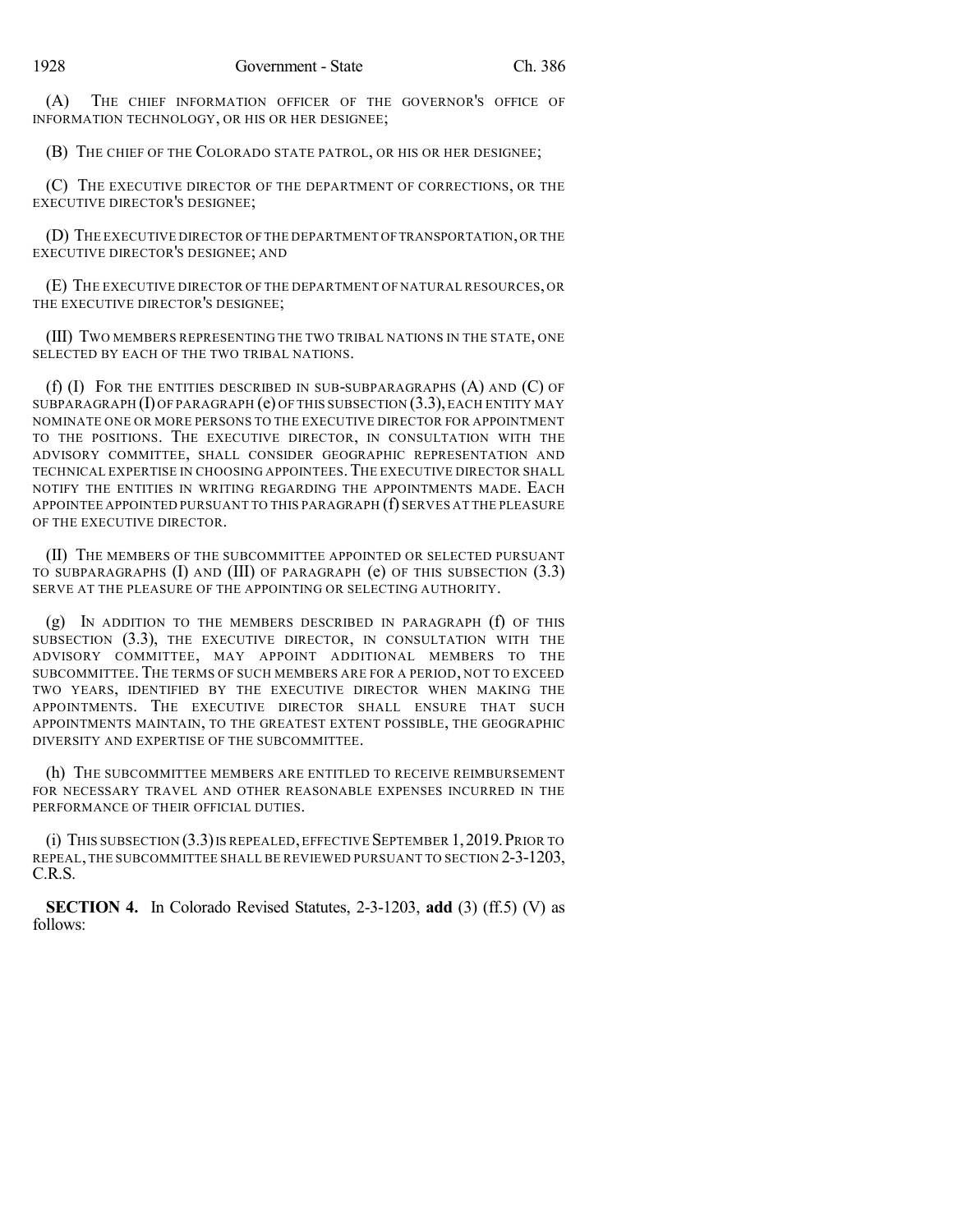(A) THE CHIEF INFORMATION OFFICER OF THE GOVERNOR'S OFFICE OF INFORMATION TECHNOLOGY, OR HIS OR HER DESIGNEE;

(B) THE CHIEF OF THE COLORADO STATE PATROL, OR HIS OR HER DESIGNEE;

(C) THE EXECUTIVE DIRECTOR OF THE DEPARTMENT OF CORRECTIONS, OR THE EXECUTIVE DIRECTOR'S DESIGNEE;

(D) THE EXECUTIVE DIRECTOR OF THE DEPARTMENT OF TRANSPORTATION, OR THE EXECUTIVE DIRECTOR'S DESIGNEE; AND

(E) THE EXECUTIVE DIRECTOR OF THE DEPARTMENT OF NATURAL RESOURCES, OR THE EXECUTIVE DIRECTOR'S DESIGNEE;

(III) TWO MEMBERS REPRESENTING THE TWO TRIBAL NATIONS IN THE STATE, ONE SELECTED BY EACH OF THE TWO TRIBAL NATIONS.

(f) (I) FOR THE ENTITIES DESCRIBED IN SUB-SUBPARAGRAPHS (A) AND (C) OF SUBPARAGRAPH (I) OF PARAGRAPH (e) OF THIS SUBSECTION (3.3), EACH ENTITY MAY NOMINATE ONE OR MORE PERSONS TO THE EXECUTIVE DIRECTOR FOR APPOINTMENT TO THE POSITIONS. THE EXECUTIVE DIRECTOR, IN CONSULTATION WITH THE ADVISORY COMMITTEE, SHALL CONSIDER GEOGRAPHIC REPRESENTATION AND TECHNICAL EXPERTISE IN CHOOSING APPOINTEES. THE EXECUTIVE DIRECTOR SHALL NOTIFY THE ENTITIES IN WRITING REGARDING THE APPOINTMENTS MADE. EACH APPOINTEE APPOINTED PURSUANT TO THIS PARAGRAPH (f) SERVES AT THE PLEASURE OF THE EXECUTIVE DIRECTOR.

(II) THE MEMBERS OF THE SUBCOMMITTEE APPOINTED OR SELECTED PURSUANT TO SUBPARAGRAPHS (I) AND (III) OF PARAGRAPH (e) OF THIS SUBSECTION (3.3) SERVE AT THE PLEASURE OF THE APPOINTING OR SELECTING AUTHORITY.

(g) IN ADDITION TO THE MEMBERS DESCRIBED IN PARAGRAPH (f) OF THIS SUBSECTION (3.3), THE EXECUTIVE DIRECTOR, IN CONSULTATION WITH THE ADVISORY COMMITTEE, MAY APPOINT ADDITIONAL MEMBERS TO THE SUBCOMMITTEE. THE TERMS OF SUCH MEMBERS ARE FOR A PERIOD, NOT TO EXCEED TWO YEARS, IDENTIFIED BY THE EXECUTIVE DIRECTOR WHEN MAKING THE APPOINTMENTS. THE EXECUTIVE DIRECTOR SHALL ENSURE THAT SUCH APPOINTMENTS MAINTAIN, TO THE GREATEST EXTENT POSSIBLE, THE GEOGRAPHIC DIVERSITY AND EXPERTISE OF THE SUBCOMMITTEE.

(h) THE SUBCOMMITTEE MEMBERS ARE ENTITLED TO RECEIVE REIMBURSEMENT FOR NECESSARY TRAVEL AND OTHER REASONABLE EXPENSES INCURRED IN THE PERFORMANCE OF THEIR OFFICIAL DUTIES.

(i) THIS SUBSECTION (3.3) IS REPEALED, EFFECTIVE SEPTEMBER 1, 2019. PRIOR TO REPEAL, THE SUBCOMMITTEE SHALL BE REVIEWED PURSUANT TO SECTION 2-3-1203, C.R.S.

**SECTION 4.** In Colorado Revised Statutes, 2-3-1203, **add** (3) (ff.5) (V) as follows: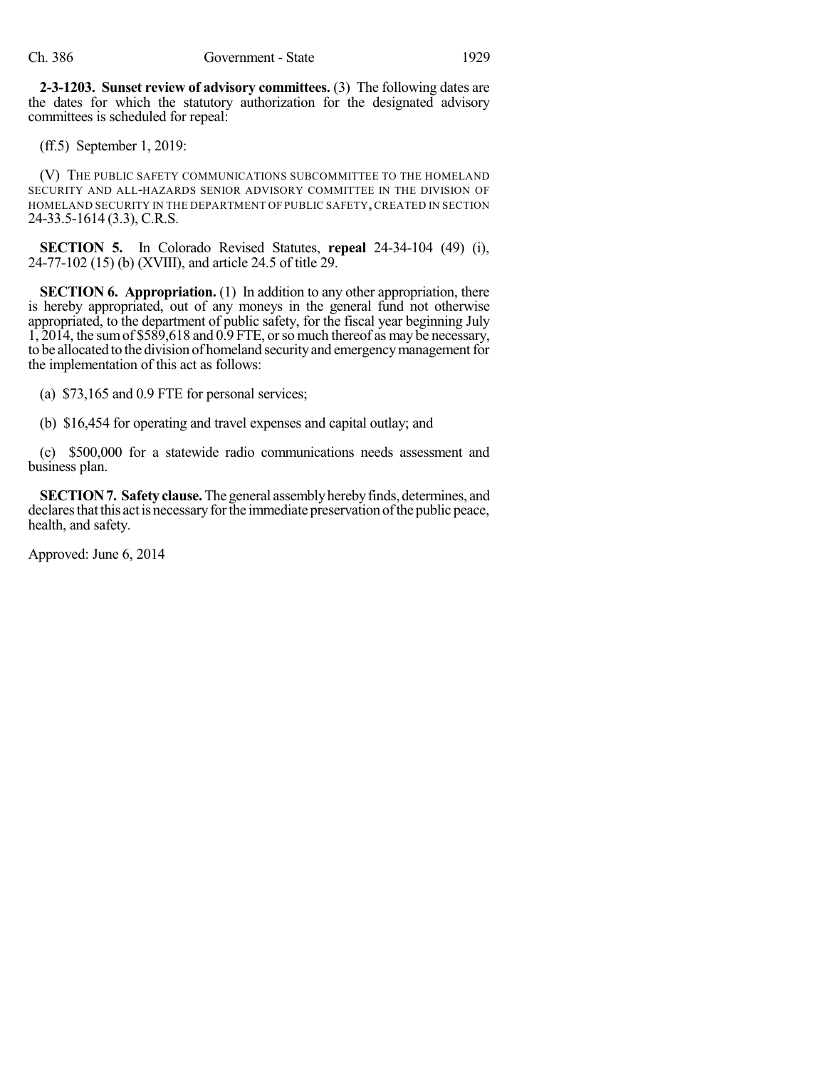**2-3-1203. Sunset review of advisory committees.** (3) The following dates are the dates for which the statutory authorization for the designated advisory committees is scheduled for repeal:

(ff.5) September 1, 2019:

(V) THE PUBLIC SAFETY COMMUNICATIONS SUBCOMMITTEE TO THE HOMELAND SECURITY AND ALL-HAZARDS SENIOR ADVISORY COMMITTEE IN THE DIVISION OF HOMELAND SECURITY IN THE DEPARTMENT OF PUBLIC SAFETY, CREATED IN SECTION 24-33.5-1614 (3.3), C.R.S.

**SECTION 5.** In Colorado Revised Statutes, **repeal** 24-34-104 (49) (i), 24-77-102 (15) (b) (XVIII), and article 24.5 of title 29.

**SECTION 6. Appropriation.** (1) In addition to any other appropriation, there is hereby appropriated, out of any moneys in the general fund not otherwise appropriated, to the department of public safety, for the fiscal year beginning July 1, 2014, the sum of $589,618 and 0.9 FTE, or so much thereof as may be necessary, to be allocated to the division of homeland security and emergency management for the implementation of this act as follows:

(a) $73,165 and 0.9 FTE for personal services;

(b) $16,454 for operating and travel expenses and capital outlay; and

(c) $500,000 for a statewide radio communications needs assessment and business plan.

**SECTION 7. Safety clause.** The general assembly hereby finds, determines, and declares that this act is necessary for the immediate preservation of the public peace, health, and safety.

Approved: June 6, 2014